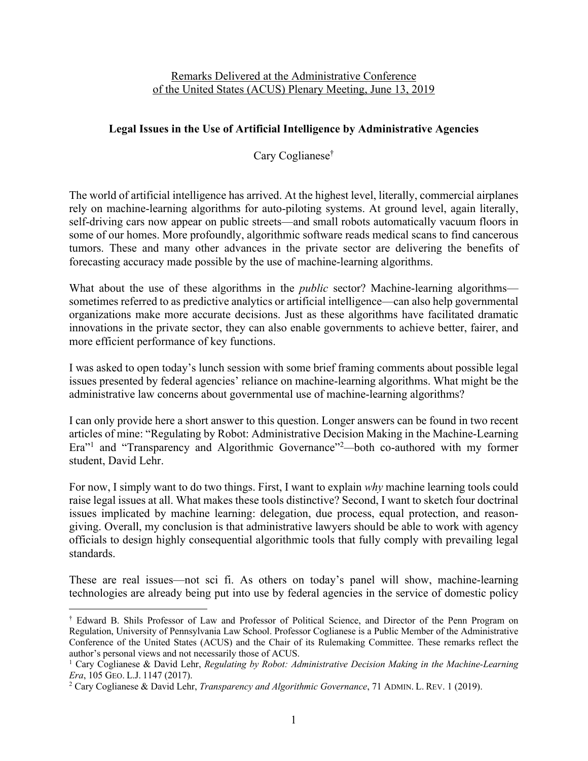Remarks Delivered at the Administrative Conference of the United States (ACUS) Plenary Meeting, June 13, 2019

# Legal Issues in the Use of Artificial Intelligence by Administrative Agencies

Cary Coglianese[†]

The world of artificial intelligence has arrived. At the highest level, literally, commercial airplanes rely on machine-learning algorithms for auto-piloting systems. At ground level, again literally, self-driving cars now appear on public streets—and small robots automatically vacuum floors in some of our homes. More profoundly, algorithmic software reads medical scans to find cancerous tumors. These and many other advances in the private sector are delivering the benefits of forecasting accuracy made possible by the use of machine-learning algorithms.

What about the use of these algorithms in the *public* sector? Machine-learning algorithms—sometimes referred to as predictive analytics or artificial intelligence—can also help governmental organizations make more accurate decisions. Just as these algorithms have facilitated dramatic innovations in the private sector, they can also enable governments to achieve better, fairer, and more efficient performance of key functions.

I was asked to open today's lunch session with some brief framing comments about possible legal issues presented by federal agencies' reliance on machine-learning algorithms. What might be the administrative law concerns about governmental use of machine-learning algorithms?

I can only provide here a short answer to this question. Longer answers can be found in two recent articles of mine: "Regulating by Robot: Administrative Decision Making in the Machine-Learning Era"[1] and "Transparency and Algorithmic Governance"[2]—both co-authored with my former student, David Lehr.

For now, I simply want to do two things. First, I want to explain *why* machine learning tools could raise legal issues at all. What makes these tools distinctive? Second, I want to sketch four doctrinal issues implicated by machine learning: delegation, due process, equal protection, and reason-giving. Overall, my conclusion is that administrative lawyers should be able to work with agency officials to design highly consequential algorithmic tools that fully comply with prevailing legal standards.

These are real issues—not sci fi. As others on today's panel will show, machine-learning technologies are already being put into use by federal agencies in the service of domestic policy

---

[†] Edward B. Shils Professor of Law and Professor of Political Science, and Director of the Penn Program on Regulation, University of Pennsylvania Law School. Professor Coglianese is a Public Member of the Administrative Conference of the United States (ACUS) and the Chair of its Rulemaking Committee. These remarks reflect the author's personal views and not necessarily those of ACUS.

[1] Cary Coglianese & David Lehr, *Regulating by Robot: Administrative Decision Making in the Machine-Learning Era*, 105 GEO. L.J. 1147 (2017).

[2] Cary Coglianese & David Lehr, *Transparency and Algorithmic Governance*, 71 ADMIN. L. REV. 1 (2019).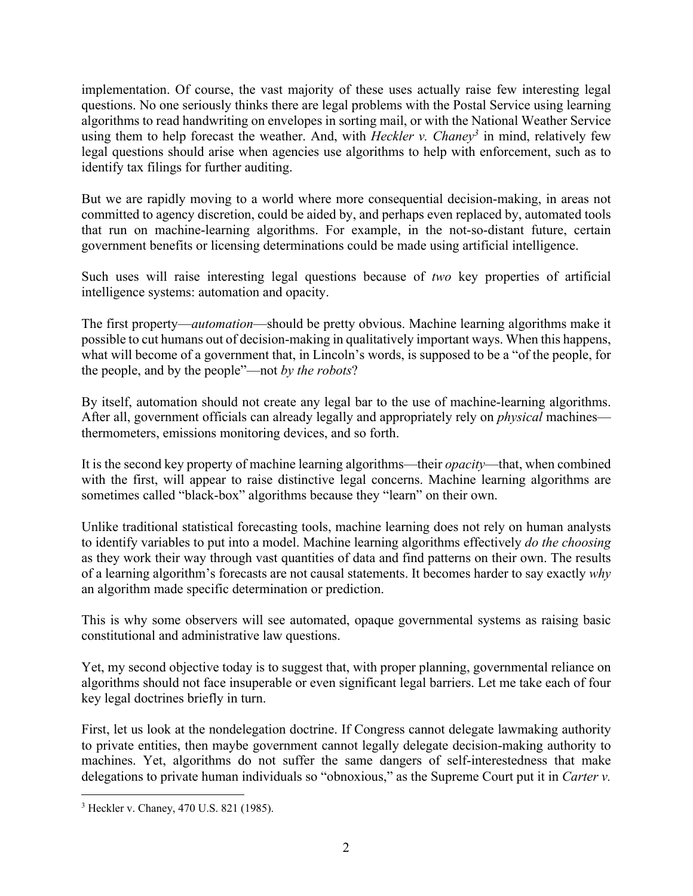implementation. Of course, the vast majority of these uses actually raise few interesting legal questions. No one seriously thinks there are legal problems with the Postal Service using learning algorithms to read handwriting on envelopes in sorting mail, or with the National Weather Service using them to help forecast the weather. And, with *Heckler v. Chaney*[3] in mind, relatively few legal questions should arise when agencies use algorithms to help with enforcement, such as to identify tax filings for further auditing.

But we are rapidly moving to a world where more consequential decision-making, in areas not committed to agency discretion, could be aided by, and perhaps even replaced by, automated tools that run on machine-learning algorithms. For example, in the not-so-distant future, certain government benefits or licensing determinations could be made using artificial intelligence.

Such uses will raise interesting legal questions because of *two* key properties of artificial intelligence systems: automation and opacity.

The first property—*automation*—should be pretty obvious. Machine learning algorithms make it possible to cut humans out of decision-making in qualitatively important ways. When this happens, what will become of a government that, in Lincoln's words, is supposed to be a "of the people, for the people, and by the people"—not *by the robots*?

By itself, automation should not create any legal bar to the use of machine-learning algorithms. After all, government officials can already legally and appropriately rely on *physical* machines—thermometers, emissions monitoring devices, and so forth.

It is the second key property of machine learning algorithms—their *opacity*—that, when combined with the first, will appear to raise distinctive legal concerns. Machine learning algorithms are sometimes called "black-box" algorithms because they "learn" on their own.

Unlike traditional statistical forecasting tools, machine learning does not rely on human analysts to identify variables to put into a model. Machine learning algorithms effectively *do the choosing* as they work their way through vast quantities of data and find patterns on their own. The results of a learning algorithm's forecasts are not causal statements. It becomes harder to say exactly *why* an algorithm made specific determination or prediction.

This is why some observers will see automated, opaque governmental systems as raising basic constitutional and administrative law questions.

Yet, my second objective today is to suggest that, with proper planning, governmental reliance on algorithms should not face insuperable or even significant legal barriers. Let me take each of four key legal doctrines briefly in turn.

First, let us look at the nondelegation doctrine. If Congress cannot delegate lawmaking authority to private entities, then maybe government cannot legally delegate decision-making authority to machines. Yet, algorithms do not suffer the same dangers of self-interestedness that make delegations to private human individuals so "obnoxious," as the Supreme Court put it in *Carter v.*

---

[3] Heckler v. Chaney, 470 U.S. 821 (1985).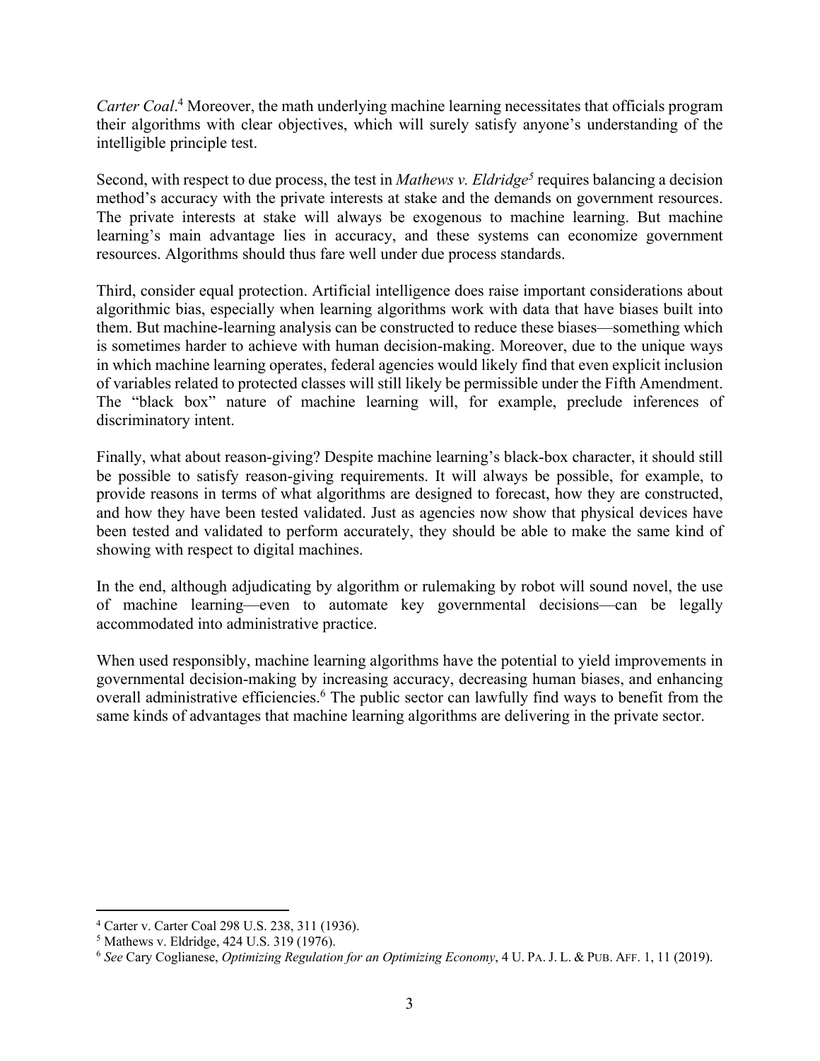*Carter Coal*.[4] Moreover, the math underlying machine learning necessitates that officials program their algorithms with clear objectives, which will surely satisfy anyone's understanding of the intelligible principle test.

Second, with respect to due process, the test in *Mathews v. Eldridge*[5] requires balancing a decision method's accuracy with the private interests at stake and the demands on government resources. The private interests at stake will always be exogenous to machine learning. But machine learning's main advantage lies in accuracy, and these systems can economize government resources. Algorithms should thus fare well under due process standards.

Third, consider equal protection. Artificial intelligence does raise important considerations about algorithmic bias, especially when learning algorithms work with data that have biases built into them. But machine-learning analysis can be constructed to reduce these biases—something which is sometimes harder to achieve with human decision-making. Moreover, due to the unique ways in which machine learning operates, federal agencies would likely find that even explicit inclusion of variables related to protected classes will still likely be permissible under the Fifth Amendment. The "black box" nature of machine learning will, for example, preclude inferences of discriminatory intent.

Finally, what about reason-giving? Despite machine learning's black-box character, it should still be possible to satisfy reason-giving requirements. It will always be possible, for example, to provide reasons in terms of what algorithms are designed to forecast, how they are constructed, and how they have been tested validated. Just as agencies now show that physical devices have been tested and validated to perform accurately, they should be able to make the same kind of showing with respect to digital machines.

In the end, although adjudicating by algorithm or rulemaking by robot will sound novel, the use of machine learning—even to automate key governmental decisions—can be legally accommodated into administrative practice.

When used responsibly, machine learning algorithms have the potential to yield improvements in governmental decision-making by increasing accuracy, decreasing human biases, and enhancing overall administrative efficiencies.[6] The public sector can lawfully find ways to benefit from the same kinds of advantages that machine learning algorithms are delivering in the private sector.

---

[4] Carter v. Carter Coal 298 U.S. 238, 311 (1936).

[5] Mathews v. Eldridge, 424 U.S. 319 (1976).

[6] *See* Cary Coglianese, *Optimizing Regulation for an Optimizing Economy*, 4 U. PA. J. L. & PUB. AFF. 1, 11 (2019).